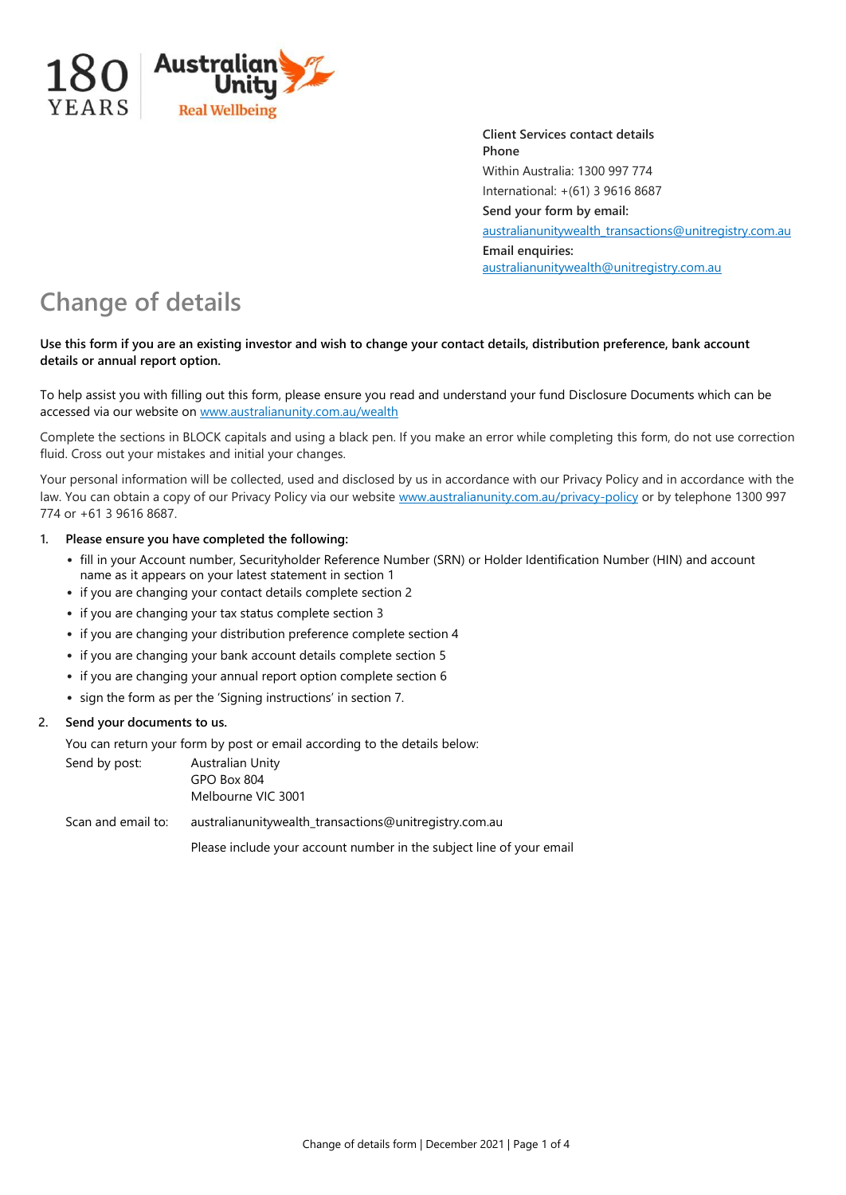180 YEARS | Australian Unity Real Wellbeing

**Client Services contact details**
**Phone**
Within Australia: 1300 997 774
International: +(61) 3 9616 8687
**Send your form by email:**
australianunitywealth_transactions@unitregistry.com.au
**Email enquiries:**
australianunitywealth@unitregistry.com.au

# Change of details

**Use this form if you are an existing investor and wish to change your contact details, distribution preference, bank account details or annual report option.**

To help assist you with filling out this form, please ensure you read and understand your fund Disclosure Documents which can be accessed via our website on www.australianunity.com.au/wealth

Complete the sections in BLOCK capitals and using a black pen. If you make an error while completing this form, do not use correction fluid. Cross out your mistakes and initial your changes.

Your personal information will be collected, used and disclosed by us in accordance with our Privacy Policy and in accordance with the law. You can obtain a copy of our Privacy Policy via our website www.australianunity.com.au/privacy-policy or by telephone 1300 997 774 or +61 3 9616 8687.

1. **Please ensure you have completed the following:**
   - fill in your Account number, Securityholder Reference Number (SRN) or Holder Identification Number (HIN) and account name as it appears on your latest statement in section 1
   - if you are changing your contact details complete section 2
   - if you are changing your tax status complete section 3
   - if you are changing your distribution preference complete section 4
   - if you are changing your bank account details complete section 5
   - if you are changing your annual report option complete section 6
   - sign the form as per the 'Signing instructions' in section 7.
2. **Send your documents to us.**

   You can return your form by post or email according to the details below:

   Send by post: Australian Unity
   GPO Box 804
   Melbourne VIC 3001

   Scan and email to: australianunitywealth_transactions@unitregistry.com.au

   Please include your account number in the subject line of your email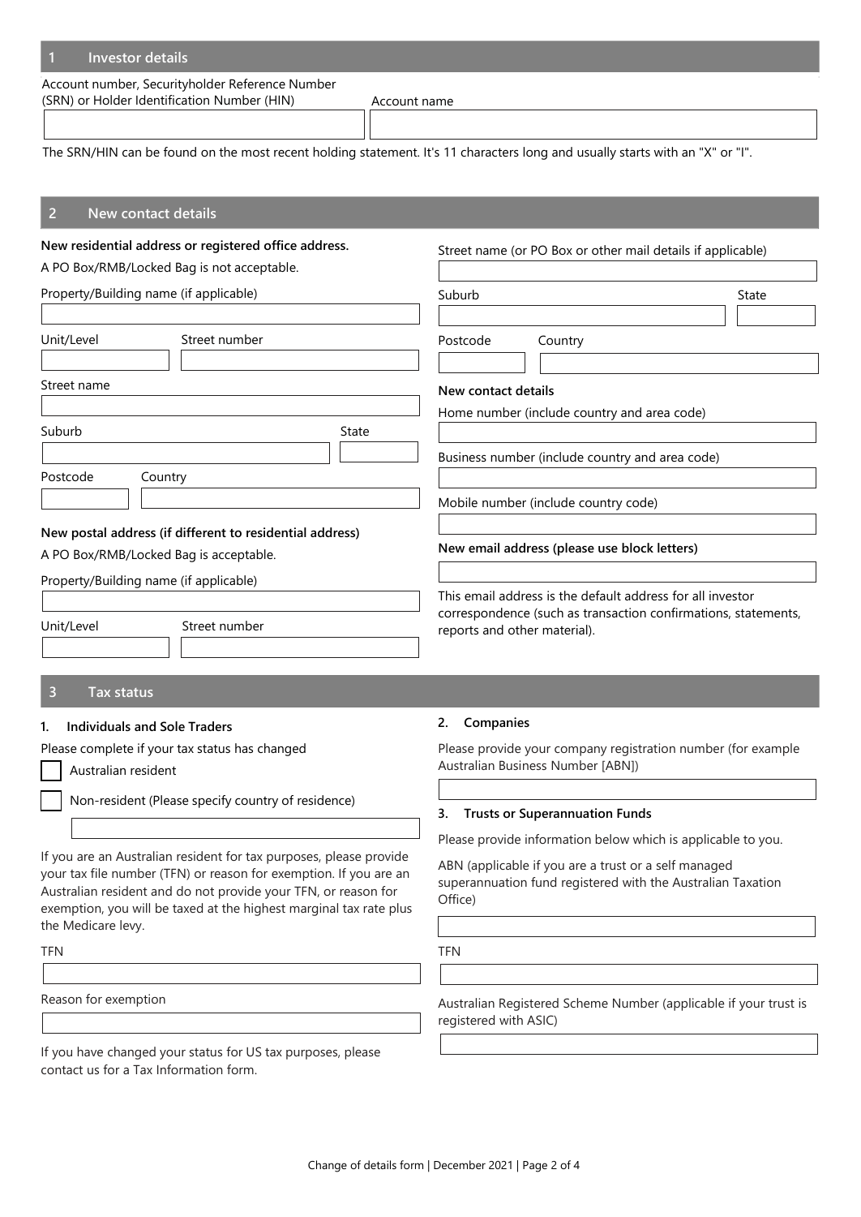## 1 Investor details

Account number, Securityholder Reference Number (SRN) or Holder Identification Number (HIN)

Account name

The SRN/HIN can be found on the most recent holding statement. It's 11 characters long and usually starts with an "X" or "I".

## 2 New contact details

**New residential address or registered office address.**

A PO Box/RMB/Locked Bag is not acceptable.

Property/Building name (if applicable)

Unit/Level

Street number

Street name

Suburb

State

Postcode

Country

**New postal address (if different to residential address)**

A PO Box/RMB/Locked Bag is acceptable.

Property/Building name (if applicable)

Unit/Level

Street number

Street name (or PO Box or other mail details if applicable)

Suburb

State

Postcode

Country

**New contact details**

Home number (include country and area code)

Business number (include country and area code)

Mobile number (include country code)

**New email address (please use block letters)**

This email address is the default address for all investor correspondence (such as transaction confirmations, statements, reports and other material).

## 3 Tax status

**1. Individuals and Sole Traders**

Please complete if your tax status has changed

☐ Australian resident

☐ Non-resident (Please specify country of residence)

If you are an Australian resident for tax purposes, please provide your tax file number (TFN) or reason for exemption. If you are an Australian resident and do not provide your TFN, or reason for exemption, you will be taxed at the highest marginal tax rate plus the Medicare levy.

TFN

Reason for exemption

If you have changed your status for US tax purposes, please contact us for a Tax Information form.

**2. Companies**

Please provide your company registration number (for example Australian Business Number [ABN])

**3. Trusts or Superannuation Funds**

Please provide information below which is applicable to you.

ABN (applicable if you are a trust or a self managed superannuation fund registered with the Australian Taxation Office)

TFN

Australian Registered Scheme Number (applicable if your trust is registered with ASIC)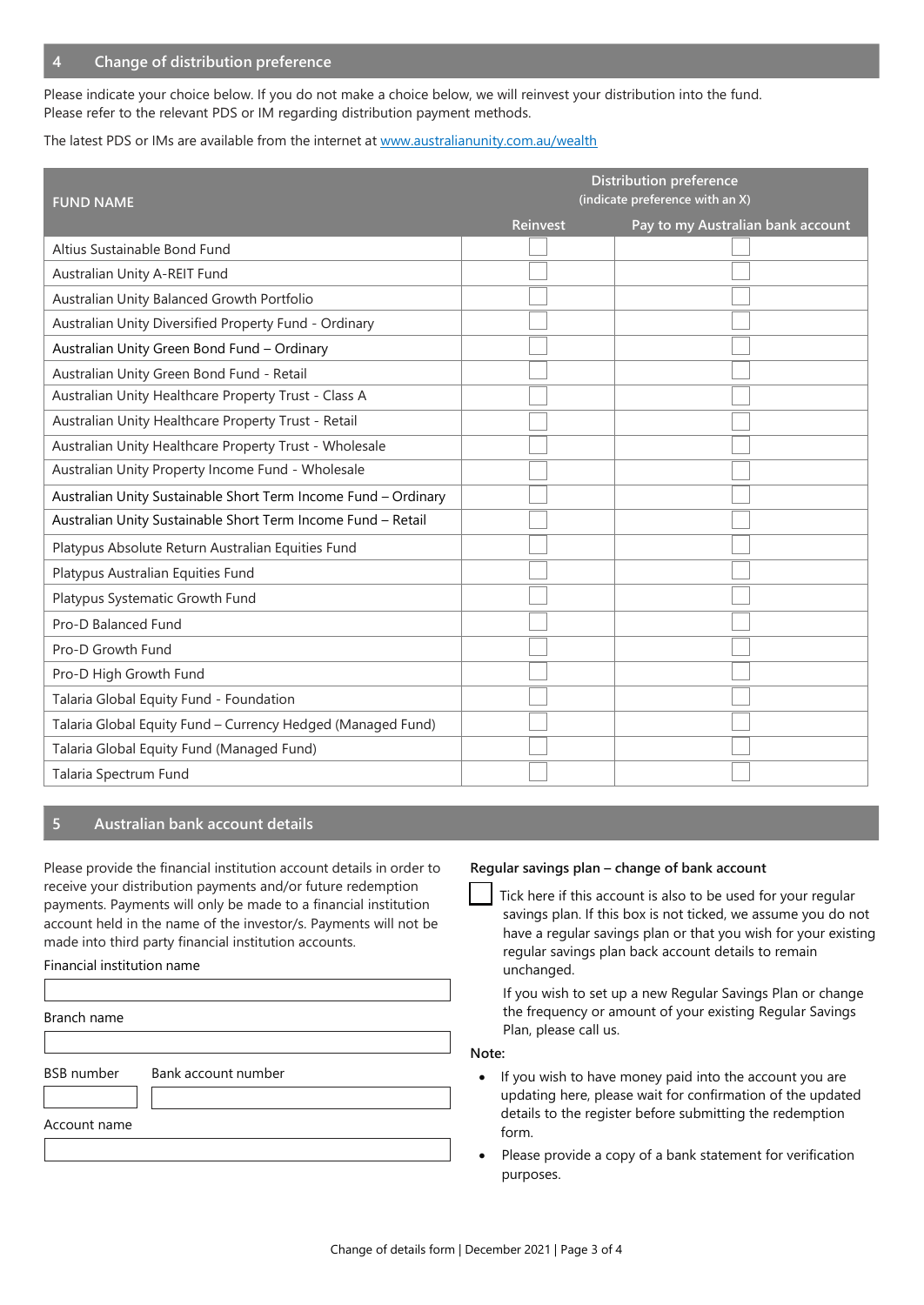## 4 Change of distribution preference

Please indicate your choice below. If you do not make a choice below, we will reinvest your distribution into the fund. Please refer to the relevant PDS or IM regarding distribution payment methods.

The latest PDS or IMs are available from the internet at www.australianunity.com.au/wealth

| FUND NAME | Distribution preference (indicate preference with an X) | |
|---|---|---|
| | Reinvest | Pay to my Australian bank account |
| Altius Sustainable Bond Fund | ☐ | ☐ |
| Australian Unity A-REIT Fund | ☐ | ☐ |
| Australian Unity Balanced Growth Portfolio | ☐ | ☐ |
| Australian Unity Diversified Property Fund - Ordinary | ☐ | ☐ |
| Australian Unity Green Bond Fund – Ordinary | ☐ | ☐ |
| Australian Unity Green Bond Fund - Retail | ☐ | ☐ |
| Australian Unity Healthcare Property Trust - Class A | ☐ | ☐ |
| Australian Unity Healthcare Property Trust - Retail | ☐ | ☐ |
| Australian Unity Healthcare Property Trust - Wholesale | ☐ | ☐ |
| Australian Unity Property Income Fund - Wholesale | ☐ | ☐ |
| Australian Unity Sustainable Short Term Income Fund – Ordinary | ☐ | ☐ |
| Australian Unity Sustainable Short Term Income Fund – Retail | ☐ | ☐ |
| Platypus Absolute Return Australian Equities Fund | ☐ | ☐ |
| Platypus Australian Equities Fund | ☐ | ☐ |
| Platypus Systematic Growth Fund | ☐ | ☐ |
| Pro-D Balanced Fund | ☐ | ☐ |
| Pro-D Growth Fund | ☐ | ☐ |
| Pro-D High Growth Fund | ☐ | ☐ |
| Talaria Global Equity Fund - Foundation | ☐ | ☐ |
| Talaria Global Equity Fund – Currency Hedged (Managed Fund) | ☐ | ☐ |
| Talaria Global Equity Fund (Managed Fund) | ☐ | ☐ |
| Talaria Spectrum Fund | ☐ | ☐ |

## 5 Australian bank account details

Please provide the financial institution account details in order to receive your distribution payments and/or future redemption payments. Payments will only be made to a financial institution account held in the name of the investor/s. Payments will not be made into third party financial institution accounts.

Financial institution name

\_\_\_\_\_\_\_\_\_\_\_\_\_\_\_\_\_\_\_\_\_\_\_\_\_\_\_\_\_\_\_\_\_\_\_\_\_\_\_\_

Branch name

\_\_\_\_\_\_\_\_\_\_\_\_\_\_\_\_\_\_\_\_\_\_\_\_\_\_\_\_\_\_\_\_\_\_\_\_\_\_\_\_

BSB number \_\_\_\_\_\_\_\_\_\_ Bank account number \_\_\_\_\_\_\_\_\_\_\_\_\_\_\_\_\_\_\_\_

Account name

\_\_\_\_\_\_\_\_\_\_\_\_\_\_\_\_\_\_\_\_\_\_\_\_\_\_\_\_\_\_\_\_\_\_\_\_\_\_\_\_

**Regular savings plan – change of bank account**

☐ Tick here if this account is also to be used for your regular savings plan. If this box is not ticked, we assume you do not have a regular savings plan or that you wish for your existing regular savings plan back account details to remain unchanged.

If you wish to set up a new Regular Savings Plan or change the frequency or amount of your existing Regular Savings Plan, please call us.

**Note:**

- If you wish to have money paid into the account you are updating here, please wait for confirmation of the updated details to the register before submitting the redemption form.
- Please provide a copy of a bank statement for verification purposes.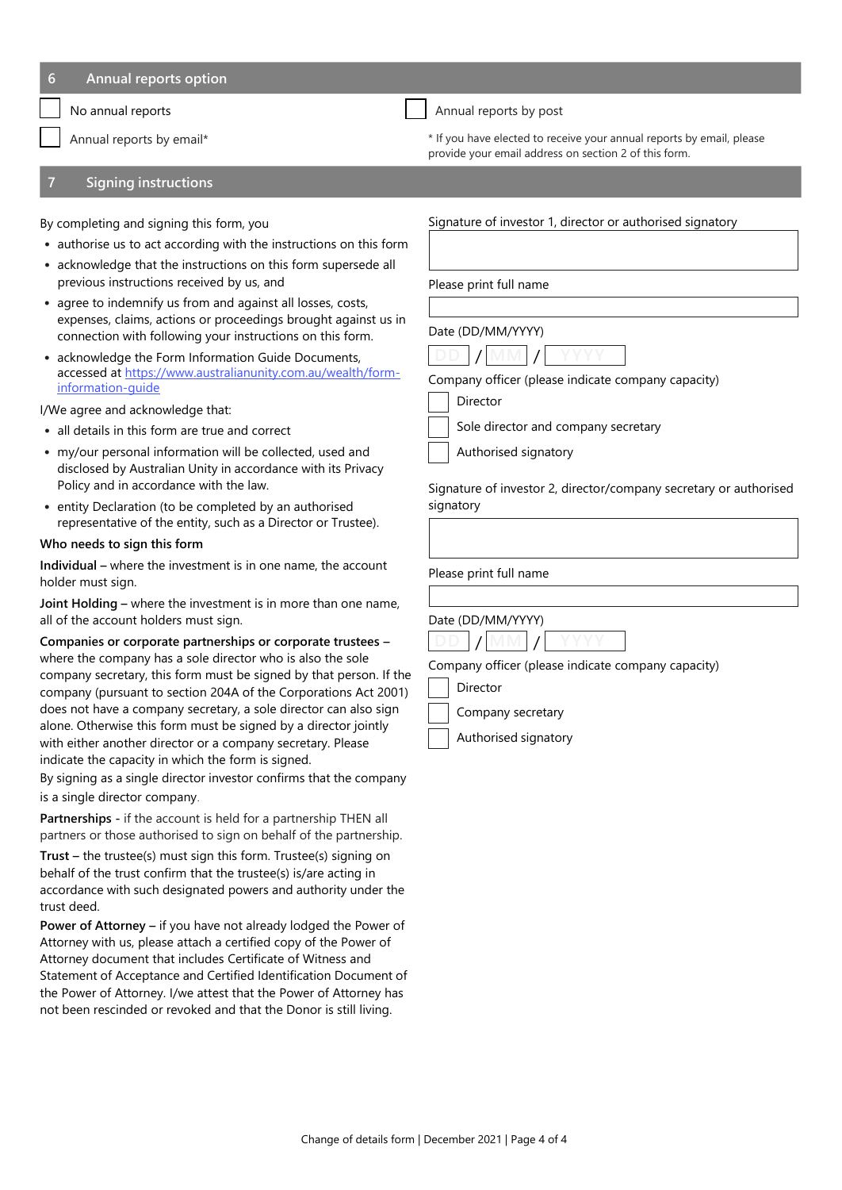## 6 Annual reports option

☐ No annual reports

☐ Annual reports by post

☐ Annual reports by email*

* If you have elected to receive your annual reports by email, please provide your email address on section 2 of this form.

## 7 Signing instructions

By completing and signing this form, you

- authorise us to act according with the instructions on this form
- acknowledge that the instructions on this form supersede all previous instructions received by us, and
- agree to indemnify us from and against all losses, costs, expenses, claims, actions or proceedings brought against us in connection with following your instructions on this form.
- acknowledge the Form Information Guide Documents, accessed at https://www.australianunity.com.au/wealth/form-information-guide

I/We agree and acknowledge that:

- all details in this form are true and correct
- my/our personal information will be collected, used and disclosed by Australian Unity in accordance with its Privacy Policy and in accordance with the law.
- entity Declaration (to be completed by an authorised representative of the entity, such as a Director or Trustee).

**Who needs to sign this form**

**Individual** – where the investment is in one name, the account holder must sign.

**Joint Holding** – where the investment is in more than one name, all of the account holders must sign.

**Companies or corporate partnerships or corporate trustees** – where the company has a sole director who is also the sole company secretary, this form must be signed by that person. If the company (pursuant to section 204A of the Corporations Act 2001) does not have a company secretary, a sole director can also sign alone. Otherwise this form must be signed by a director jointly with either another director or a company secretary. Please indicate the capacity in which the form is signed.
By signing as a single director investor confirms that the company is a single director company.

**Partnerships** - if the account is held for a partnership THEN all partners or those authorised to sign on behalf of the partnership.

**Trust** – the trustee(s) must sign this form. Trustee(s) signing on behalf of the trust confirm that the trustee(s) is/are acting in accordance with such designated powers and authority under the trust deed.

**Power of Attorney** – if you have not already lodged the Power of Attorney with us, please attach a certified copy of the Power of Attorney document that includes Certificate of Witness and Statement of Acceptance and Certified Identification Document of the Power of Attorney. I/we attest that the Power of Attorney has not been rescinded or revoked and that the Donor is still living.

Signature of investor 1, director or authorised signatory

Please print full name

Date (DD/MM/YYYY)

DD / MM / YYYY

Company officer (please indicate company capacity)

☐ Director

☐ Sole director and company secretary

☐ Authorised signatory

Signature of investor 2, director/company secretary or authorised signatory

Please print full name

Date (DD/MM/YYYY)

DD / MM / YYYY

Company officer (please indicate company capacity)

☐ Director

☐ Company secretary

☐ Authorised signatory

Change of details form | December 2021